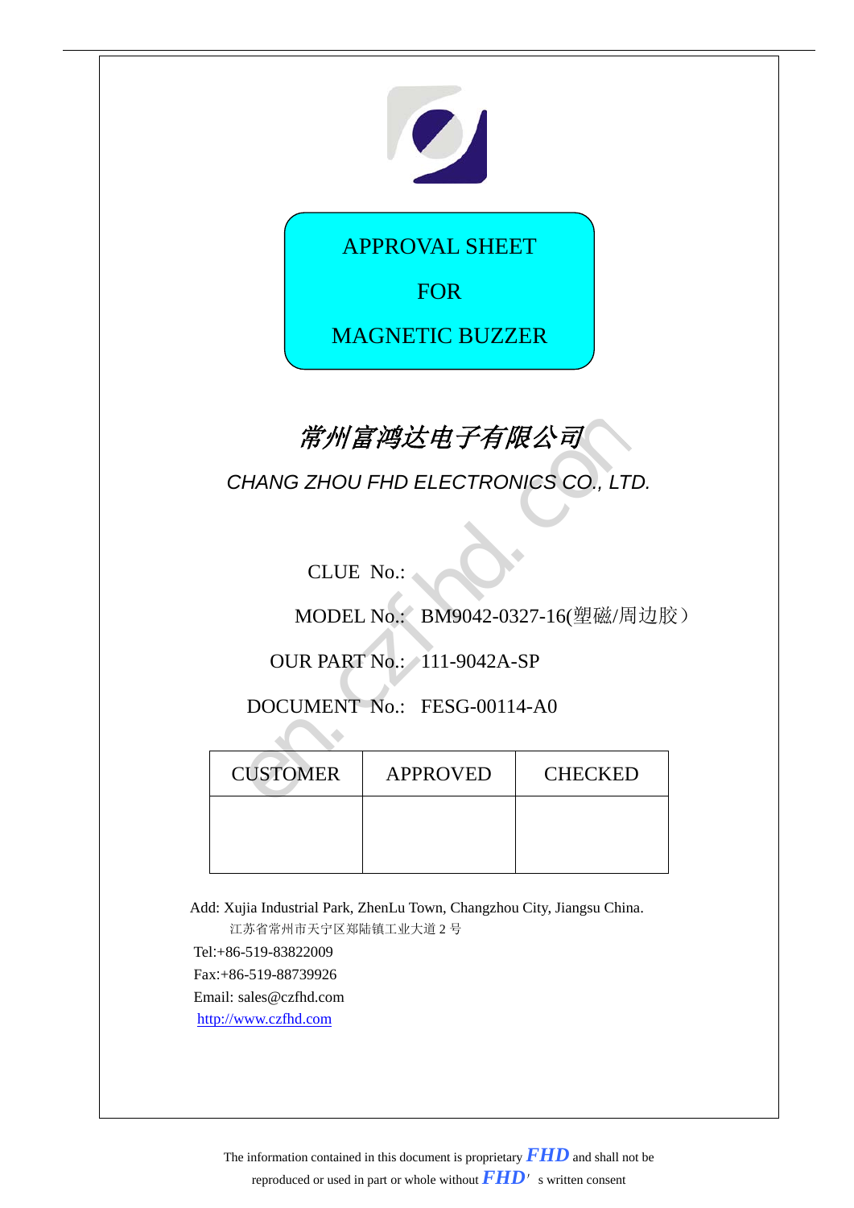# APPROVAL SHEET

# FOR

# MAGNETIC BUZZER

*常州富鸿达电子有限公司*

*CHANG ZHOU FHD ELECTRONICS CO., LTD.*

CLUE No.:

MODEL No.: BM9042-0327-16(塑磁/周边胶）

OUR PART No.: 111-9042A-SP

DOCUMENT No.: FESG-00114-A0

| CUSTOMER | APPROVED | CHECKED |
|---|---|---|
| | | |

Add: Xujia Industrial Park, ZhenLu Town, Changzhou City, Jiangsu China.
江苏省常州市天宁区郑陆镇工业大道 2 号

Tel:+86-519-83822009

Fax:+86-519-88739926

Email: sales@czfhd.com

http://www.czfhd.com

The information contained in this document is proprietary **FHD** and shall not be reproduced or used in part or whole without **FHD**' s written consent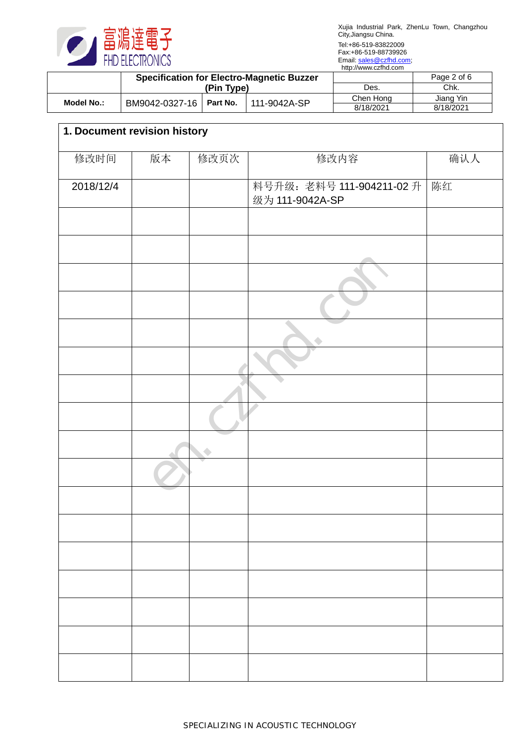## 1. Document revision history

| 修改时间 | 版本 | 修改页次 | 修改内容 | 确认人 |
|---|---|---|---|---|
| 2018/12/4 | | | 料号升级：老料号 111-904211-02 升级为 111-9042A-SP | 陈红 |
| | | | | |
| | | | | |
| | | | | |
| | | | | |
| | | | | |
| | | | | |
| | | | | |
| | | | | |
| | | | | |
| | | | | |
| | | | | |
| | | | | |
| | | | | |
| | | | | |
| | | | | |
| | | | | |
| | | | | |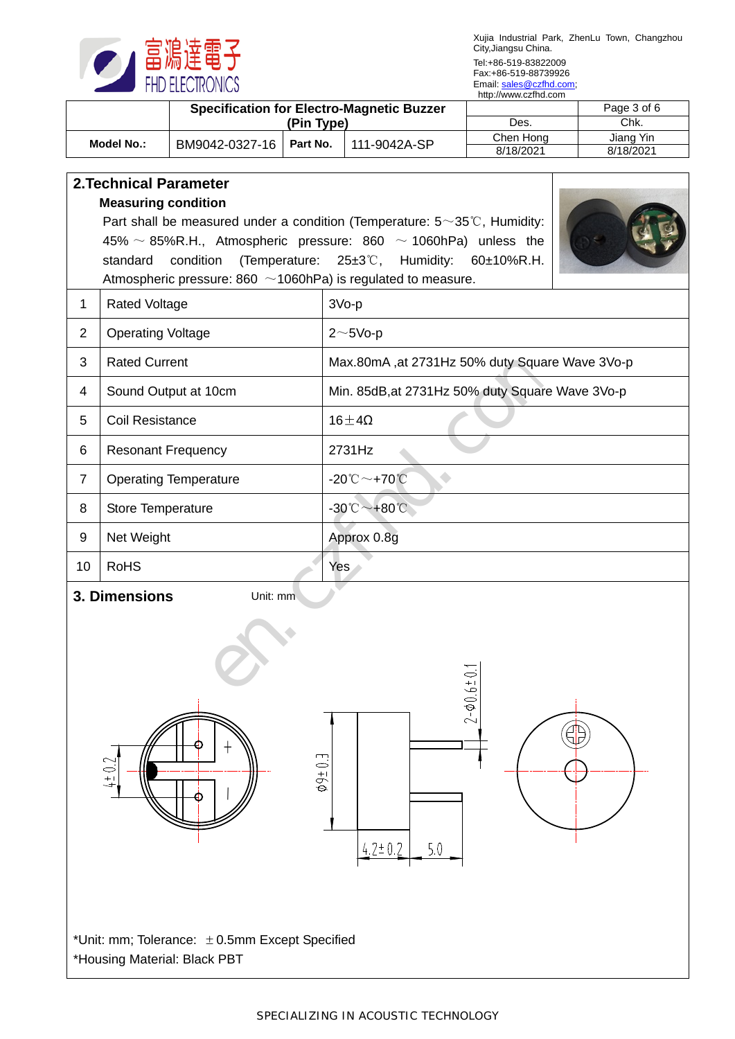富鴻達電子 FHD ELECTRONICS

Xujia Industrial Park, ZhenLu Town, Changzhou City,Jiangsu China.
Tel:+86-519-83822009
Fax:+86-519-88739926
Email: sales@czfhd.com;
http://www.czfhd.com

| | Specification for Electro-Magnetic Buzzer (Pin Type) | | | | |
|---|---|---|---|---|---|
| | | | | Des. | Chk. |
| Model No.: | BM9042-0327-16 | Part No. | 111-9042A-SP | Chen Hong 8/18/2021 | Jiang Yin 8/18/2021 |

## 2.Technical Parameter

**Measuring condition**

Part shall be measured under a condition (Temperature: 5～35℃, Humidity: 45% ～ 85%R.H., Atmospheric pressure: 860 ～ 1060hPa) unless the standard condition (Temperature: 25±3℃, Humidity: 60±10%R.H. Atmospheric pressure: 860 ～1060hPa) is regulated to measure.

| | | |
|---|---|---|
| 1 | Rated Voltage | 3Vo-p |
| 2 | Operating Voltage | 2～5Vo-p |
| 3 | Rated Current | Max.80mA ,at 2731Hz 50% duty Square Wave 3Vo-p |
| 4 | Sound Output at 10cm | Min. 85dB,at 2731Hz 50% duty Square Wave 3Vo-p |
| 5 | Coil Resistance | 16±4Ω |
| 6 | Resonant Frequency | 2731Hz |
| 7 | Operating Temperature | -20℃～+70℃ |
| 8 | Store Temperature | -30℃～+80℃ |
| 9 | Net Weight | Approx 0.8g |
| 10 | RoHS | Yes |

## 3. Dimensions

Unit: mm

4±0.2
φ9±0.3
2-Φ0.6±0.1
4.2±0.2
5.0

*Unit: mm; Tolerance: ±0.5mm Except Specified
*Housing Material: Black PBT

SPECIALIZING IN ACOUSTIC TECHNOLOGY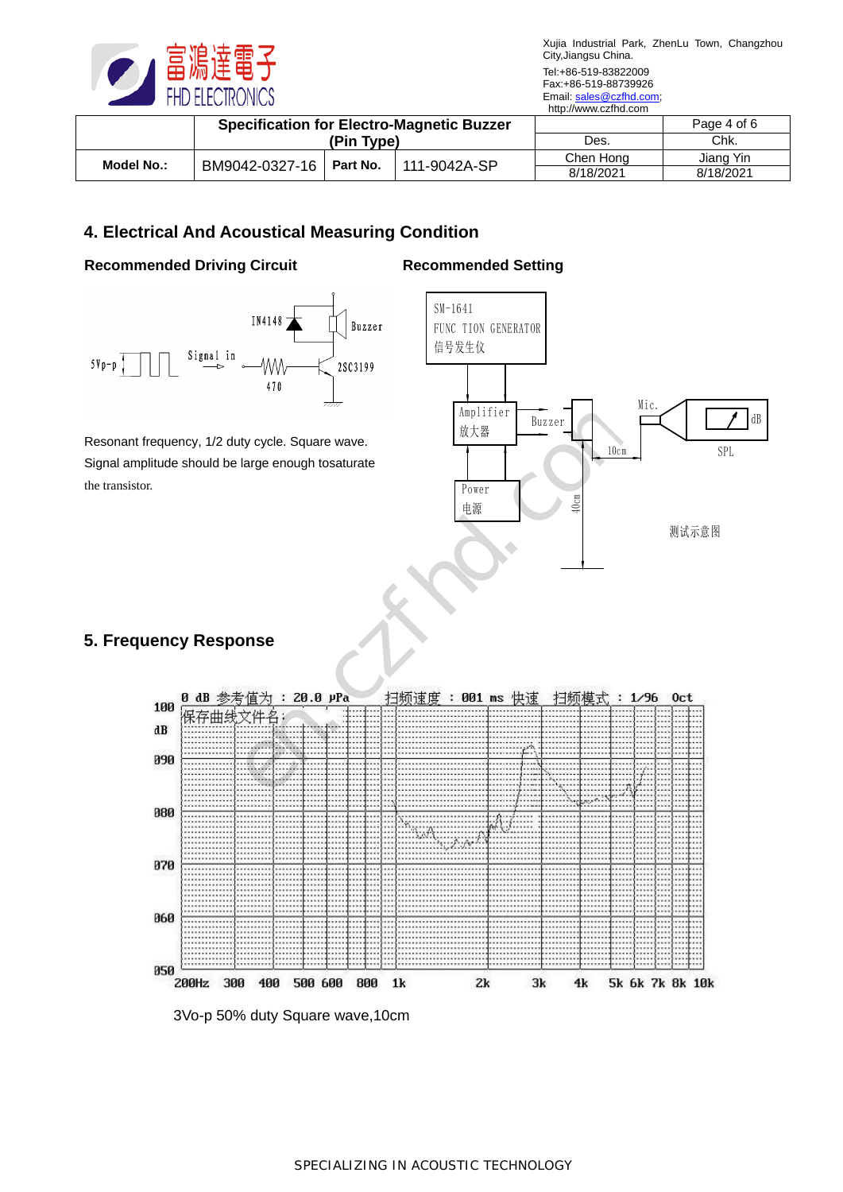| | Specification for Electro-Magnetic Buzzer (Pin Type) | | | | Page 4 of 6 |
|---|---|---|---|---|---|
| | | | | Des. | Chk. |
| Model No.: | BM9042-0327-16 | Part No. | 111-9042A-SP | Chen Hong<br>8/18/2021 | Jiang Yin<br>8/18/2021 |

## 4. Electrical And Acoustical Measuring Condition

### Recommended Driving Circuit

Resonant frequency, 1/2 duty cycle. Square wave. Signal amplitude should be large enough tosaturate the transistor.

### Recommended Setting

## 5. Frequency Response

3Vo-p 50% duty Square wave,10cm

SPECIALIZING IN ACOUSTIC TECHNOLOGY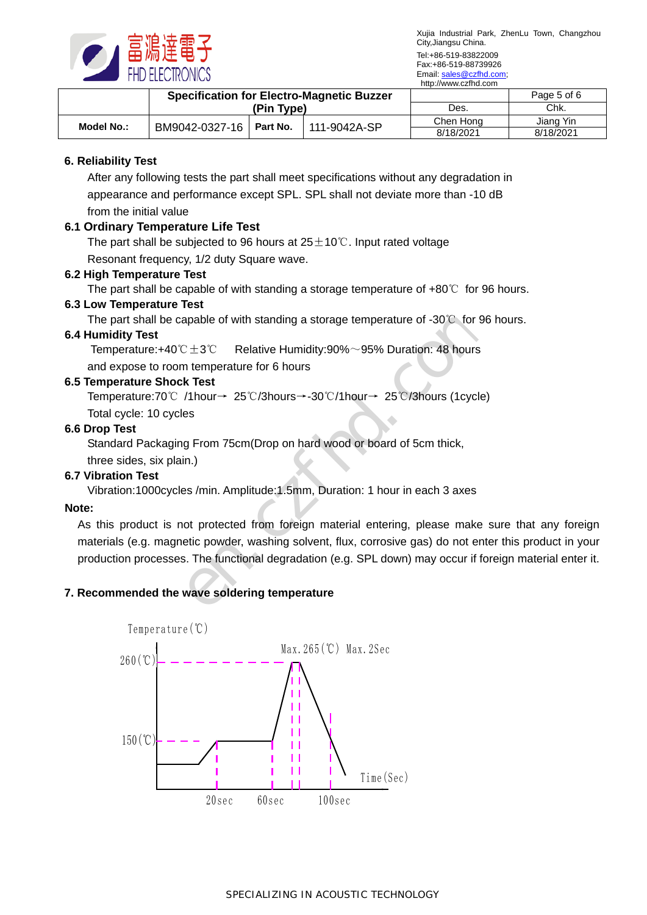| | Specification for Electro-Magnetic Buzzer (Pin Type) | | | | Page 5 of 6 |
|---|---|---|---|---|---|
| | | | | Des. | Chk. |
| Model No.: | BM9042-0327-16 | Part No. | 111-9042A-SP | Chen Hong 8/18/2021 | Jiang Yin 8/18/2021 |

### 6. Reliability Test

After any following tests the part shall meet specifications without any degradation in appearance and performance except SPL. SPL shall not deviate more than -10 dB from the initial value

### 6.1 Ordinary Temperature Life Test

The part shall be subjected to 96 hours at 25±10℃. Input rated voltage Resonant frequency, 1/2 duty Square wave.

### 6.2 High Temperature Test

The part shall be capable of with standing a storage temperature of +80℃ for 96 hours.

### 6.3 Low Temperature Test

The part shall be capable of with standing a storage temperature of -30℃ for 96 hours.

### 6.4 Humidity Test

Temperature:+40℃±3℃ Relative Humidity:90%～95% Duration: 48 hours and expose to room temperature for 6 hours

### 6.5 Temperature Shock Test

Temperature:70℃ /1hour→ 25℃/3hours→-30℃/1hour→ 25℃/3hours (1cycle)

Total cycle: 10 cycles

### 6.6 Drop Test

Standard Packaging From 75cm(Drop on hard wood or board of 5cm thick, three sides, six plain.)

### 6.7 Vibration Test

Vibration:1000cycles /min. Amplitude:1.5mm, Duration: 1 hour in each 3 axes

**Note:**

As this product is not protected from foreign material entering, please make sure that any foreign materials (e.g. magnetic powder, washing solvent, flux, corrosive gas) do not enter this product in your production processes. The functional degradation (e.g. SPL down) may occur if foreign material enter it.

### 7. Recommended the wave soldering temperature

Temperature(℃)

Max. 265(℃) Max. 2Sec

260(℃)

150(℃)

Time(Sec)

20sec 60sec 100sec

SPECIALIZING IN ACOUSTIC TECHNOLOGY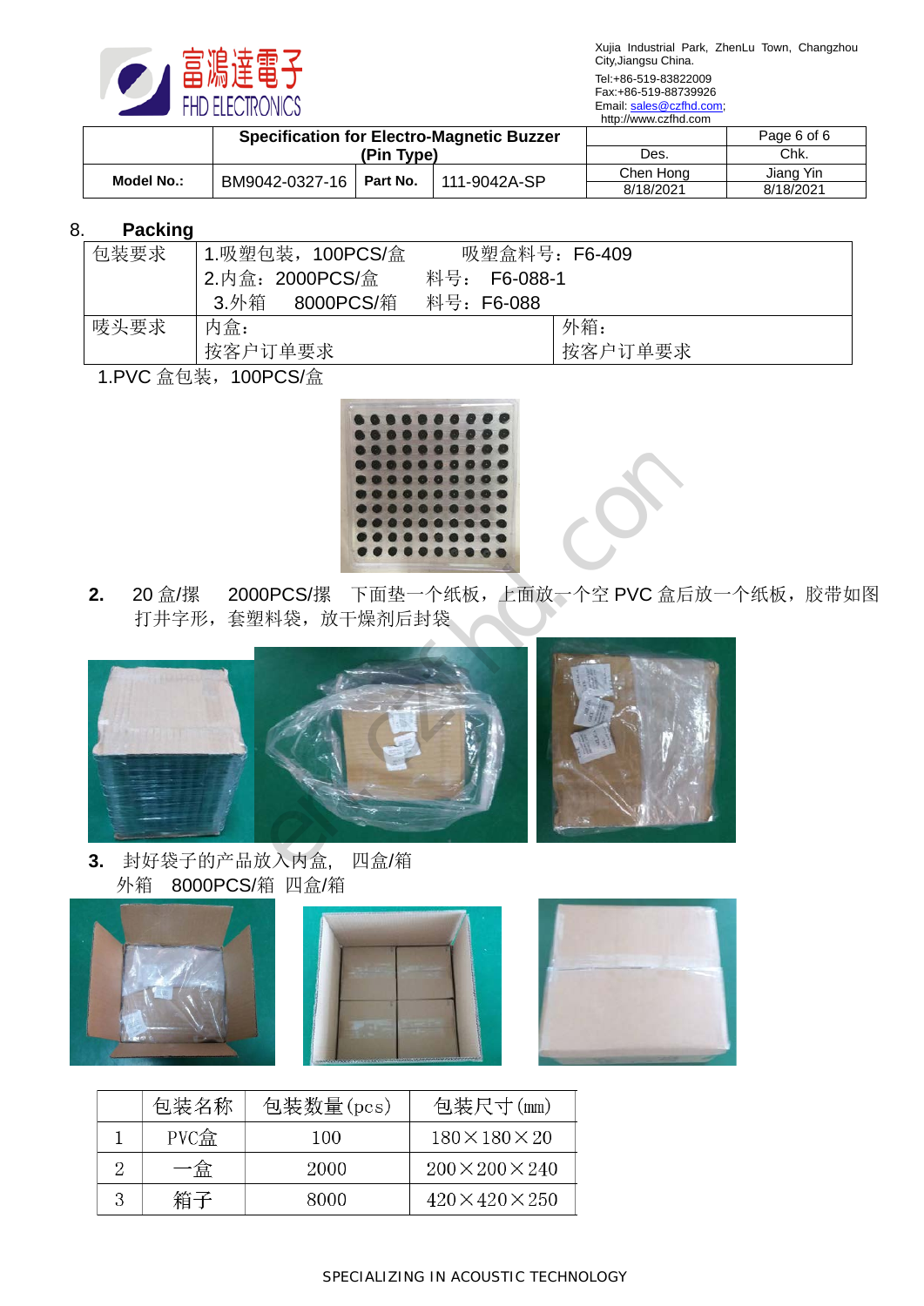| | Specification for Electro-Magnetic Buzzer (Pin Type) | | | | |
|---|---|---|---|---|---|
| | | | | Des. | Chk. |
| Model No.: | BM9042-0327-16 | Part No. | 111-9042A-SP | Chen Hong<br>8/18/2021 | Jiang Yin<br>8/18/2021 |

## 8. Packing

| | | |
|---|---|---|
| 包装要求 | 1.吸塑包装，100PCS/盒　　吸塑盒料号：F6-409<br>2.内盒：2000PCS/盒　　料号：　F6-088-1<br>3.外箱　8000PCS/箱　料号：F6-088 | |
| 唛头要求 | 内盒：<br>按客户订单要求 | 外箱：<br>按客户订单要求 |

1.PVC 盒包装，100PCS/盒

**2.** 20 盒/摞　2000PCS/摞　下面垫一个纸板，上面放一个空 PVC 盒后放一个纸板，胶带如图打井字形，套塑料袋，放干燥剂后封袋

**3.** 封好袋子的产品放入内盒，四盒/箱
外箱　8000PCS/箱　四盒/箱

| | 包装名称 | 包装数量(pcs) | 包装尺寸(mm) |
|---|---|---|---|
| 1 | PVC盒 | 100 | 180×180×20 |
| 2 | 一盒 | 2000 | 200×200×240 |
| 3 | 箱子 | 8000 | 420×420×250 |

SPECIALIZING IN ACOUSTIC TECHNOLOGY